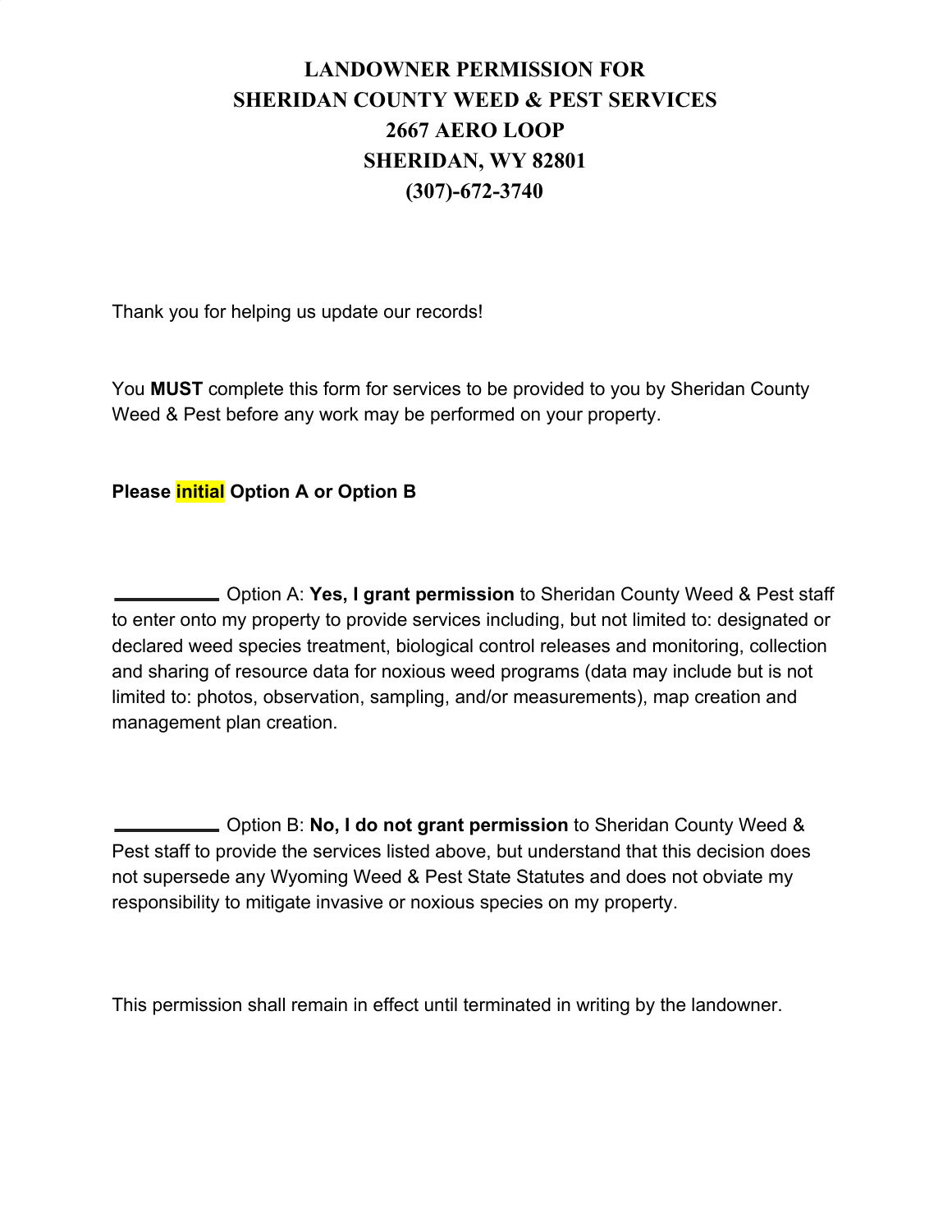# LANDOWNER PERMISSION FOR SHERIDAN COUNTY WEED & PEST SERVICES

**2667 AERO LOOP**
**SHERIDAN, WY 82801**
**(307)-672-3740**

Thank you for helping us update our records!

You **MUST** complete this form for services to be provided to you by Sheridan County Weed & Pest before any work may be performed on your property.

**Please initial Option A or Option B**

\_\_\_\_\_\_\_\_\_\_ Option A: **Yes, I grant permission** to Sheridan County Weed & Pest staff to enter onto my property to provide services including, but not limited to: designated or declared weed species treatment, biological control releases and monitoring, collection and sharing of resource data for noxious weed programs (data may include but is not limited to: photos, observation, sampling, and/or measurements), map creation and management plan creation.

\_\_\_\_\_\_\_\_\_\_ Option B: **No, I do not grant permission** to Sheridan County Weed & Pest staff to provide the services listed above, but understand that this decision does not supersede any Wyoming Weed & Pest State Statutes and does not obviate my responsibility to mitigate invasive or noxious species on my property.

This permission shall remain in effect until terminated in writing by the landowner.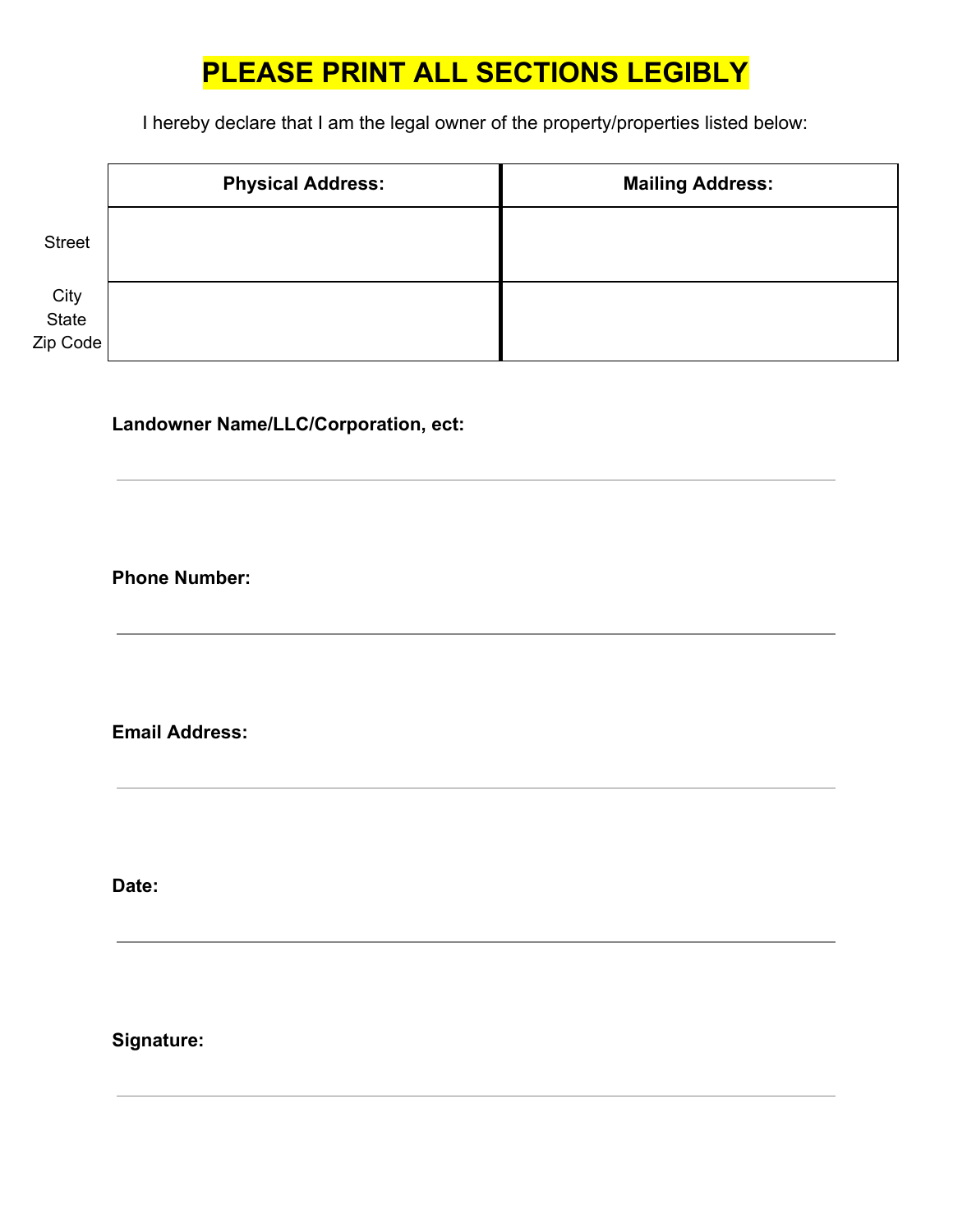# PLEASE PRINT ALL SECTIONS LEGIBLY

I hereby declare that I am the legal owner of the property/properties listed below:

| | Physical Address: | Mailing Address: |
|---|---|---|
| Street | | |
| City State Zip Code | | |

**Landowner Name/LLC/Corporation, ect:**

\_\_\_\_\_\_\_\_\_\_\_\_\_\_\_\_\_\_\_\_\_\_\_\_\_\_\_\_\_\_\_\_\_\_\_\_\_\_\_\_

**Phone Number:**

\_\_\_\_\_\_\_\_\_\_\_\_\_\_\_\_\_\_\_\_\_\_\_\_\_\_\_\_\_\_\_\_\_\_\_\_\_\_\_\_

**Email Address:**

\_\_\_\_\_\_\_\_\_\_\_\_\_\_\_\_\_\_\_\_\_\_\_\_\_\_\_\_\_\_\_\_\_\_\_\_\_\_\_\_

**Date:**

\_\_\_\_\_\_\_\_\_\_\_\_\_\_\_\_\_\_\_\_\_\_\_\_\_\_\_\_\_\_\_\_\_\_\_\_\_\_\_\_

**Signature:**

\_\_\_\_\_\_\_\_\_\_\_\_\_\_\_\_\_\_\_\_\_\_\_\_\_\_\_\_\_\_\_\_\_\_\_\_\_\_\_\_